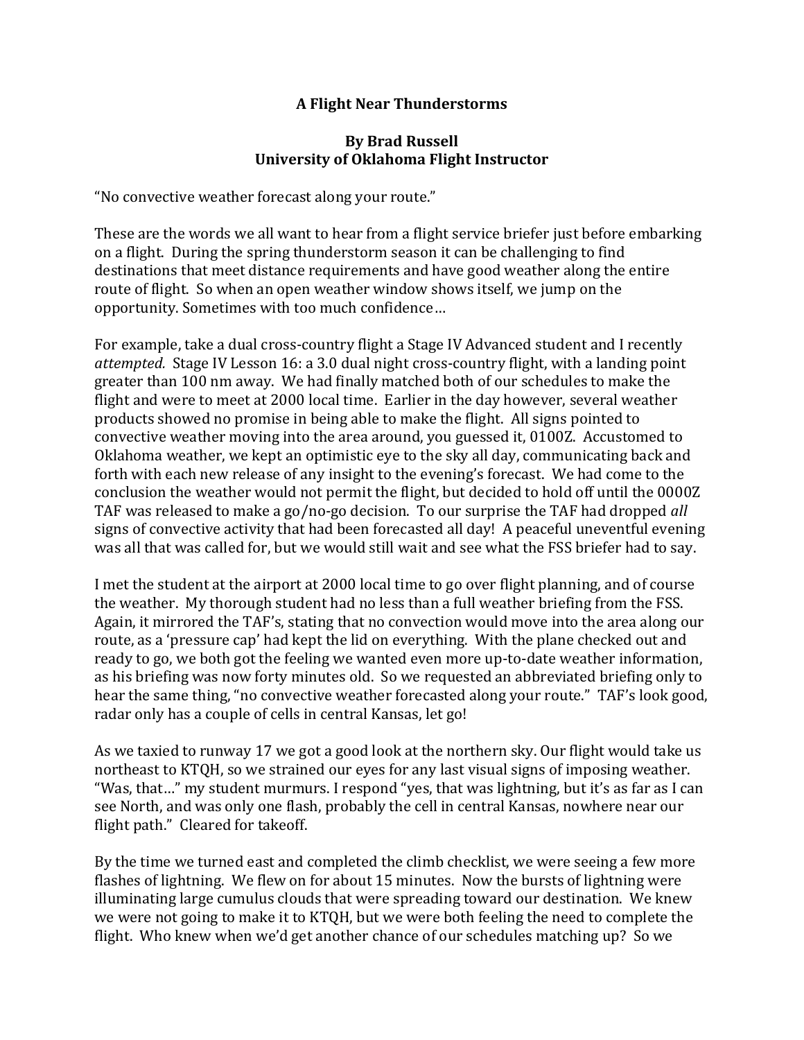# A Flight Near Thunderstorms

**By Brad Russell**
**University of Oklahoma Flight Instructor**

"No convective weather forecast along your route."

These are the words we all want to hear from a flight service briefer just before embarking on a flight. During the spring thunderstorm season it can be challenging to find destinations that meet distance requirements and have good weather along the entire route of flight. So when an open weather window shows itself, we jump on the opportunity. Sometimes with too much confidence…

For example, take a dual cross-country flight a Stage IV Advanced student and I recently *attempted.* Stage IV Lesson 16: a 3.0 dual night cross-country flight, with a landing point greater than 100 nm away. We had finally matched both of our schedules to make the flight and were to meet at 2000 local time. Earlier in the day however, several weather products showed no promise in being able to make the flight. All signs pointed to convective weather moving into the area around, you guessed it, 0100Z. Accustomed to Oklahoma weather, we kept an optimistic eye to the sky all day, communicating back and forth with each new release of any insight to the evening's forecast. We had come to the conclusion the weather would not permit the flight, but decided to hold off until the 0000Z TAF was released to make a go/no-go decision. To our surprise the TAF had dropped *all* signs of convective activity that had been forecasted all day! A peaceful uneventful evening was all that was called for, but we would still wait and see what the FSS briefer had to say.

I met the student at the airport at 2000 local time to go over flight planning, and of course the weather. My thorough student had no less than a full weather briefing from the FSS. Again, it mirrored the TAF's, stating that no convection would move into the area along our route, as a 'pressure cap' had kept the lid on everything. With the plane checked out and ready to go, we both got the feeling we wanted even more up-to-date weather information, as his briefing was now forty minutes old. So we requested an abbreviated briefing only to hear the same thing, "no convective weather forecasted along your route." TAF's look good, radar only has a couple of cells in central Kansas, let go!

As we taxied to runway 17 we got a good look at the northern sky. Our flight would take us northeast to KTQH, so we strained our eyes for any last visual signs of imposing weather. "Was, that…" my student murmurs. I respond "yes, that was lightning, but it's as far as I can see North, and was only one flash, probably the cell in central Kansas, nowhere near our flight path." Cleared for takeoff.

By the time we turned east and completed the climb checklist, we were seeing a few more flashes of lightning. We flew on for about 15 minutes. Now the bursts of lightning were illuminating large cumulus clouds that were spreading toward our destination. We knew we were not going to make it to KTQH, but we were both feeling the need to complete the flight. Who knew when we'd get another chance of our schedules matching up? So we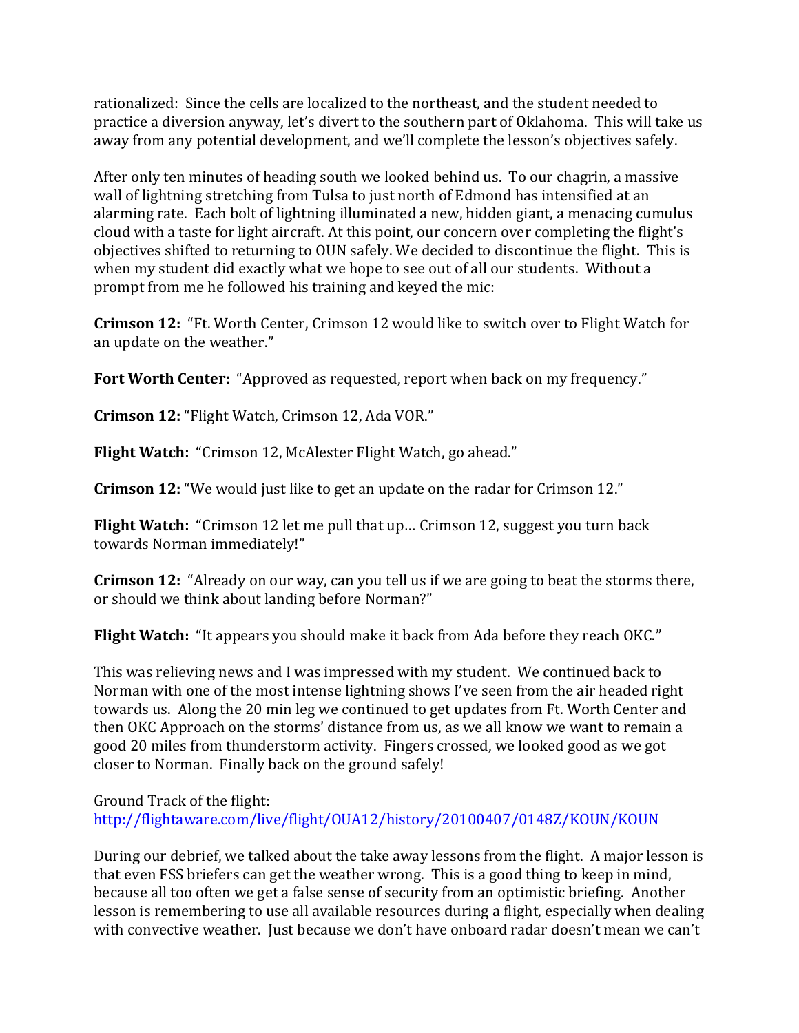rationalized: Since the cells are localized to the northeast, and the student needed to practice a diversion anyway, let's divert to the southern part of Oklahoma. This will take us away from any potential development, and we'll complete the lesson's objectives safely.

After only ten minutes of heading south we looked behind us. To our chagrin, a massive wall of lightning stretching from Tulsa to just north of Edmond has intensified at an alarming rate. Each bolt of lightning illuminated a new, hidden giant, a menacing cumulus cloud with a taste for light aircraft. At this point, our concern over completing the flight's objectives shifted to returning to OUN safely. We decided to discontinue the flight. This is when my student did exactly what we hope to see out of all our students. Without a prompt from me he followed his training and keyed the mic:

**Crimson 12:** "Ft. Worth Center, Crimson 12 would like to switch over to Flight Watch for an update on the weather."

**Fort Worth Center:** "Approved as requested, report when back on my frequency."

**Crimson 12:** "Flight Watch, Crimson 12, Ada VOR."

**Flight Watch:** "Crimson 12, McAlester Flight Watch, go ahead."

**Crimson 12:** "We would just like to get an update on the radar for Crimson 12."

**Flight Watch:** "Crimson 12 let me pull that up… Crimson 12, suggest you turn back towards Norman immediately!"

**Crimson 12:** "Already on our way, can you tell us if we are going to beat the storms there, or should we think about landing before Norman?"

**Flight Watch:** "It appears you should make it back from Ada before they reach OKC."

This was relieving news and I was impressed with my student. We continued back to Norman with one of the most intense lightning shows I've seen from the air headed right towards us. Along the 20 min leg we continued to get updates from Ft. Worth Center and then OKC Approach on the storms' distance from us, as we all know we want to remain a good 20 miles from thunderstorm activity. Fingers crossed, we looked good as we got closer to Norman. Finally back on the ground safely!

Ground Track of the flight:
http://flightaware.com/live/flight/OUA12/history/20100407/0148Z/KOUN/KOUN

During our debrief, we talked about the take away lessons from the flight. A major lesson is that even FSS briefers can get the weather wrong. This is a good thing to keep in mind, because all too often we get a false sense of security from an optimistic briefing. Another lesson is remembering to use all available resources during a flight, especially when dealing with convective weather. Just because we don't have onboard radar doesn't mean we can't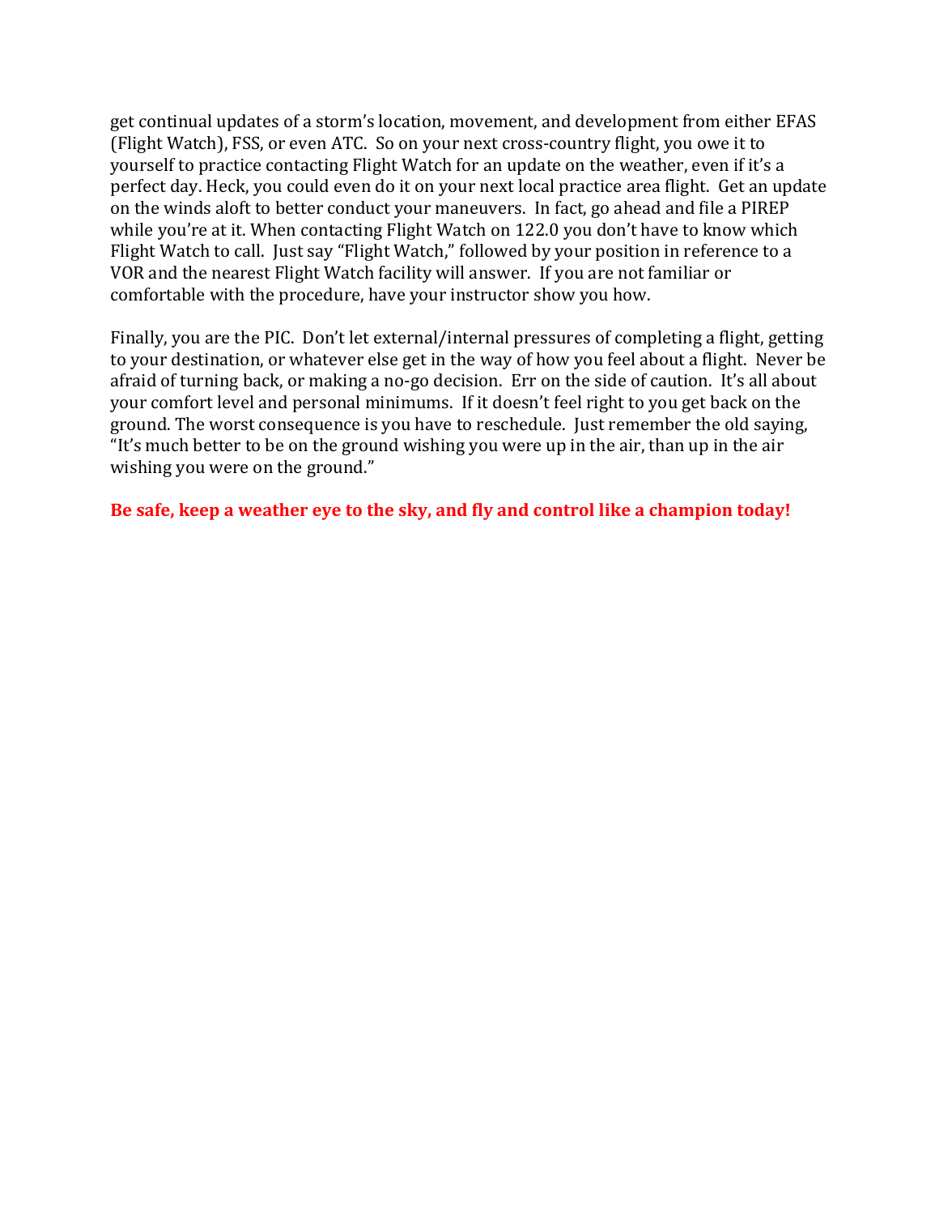get continual updates of a storm's location, movement, and development from either EFAS (Flight Watch), FSS, or even ATC. So on your next cross-country flight, you owe it to yourself to practice contacting Flight Watch for an update on the weather, even if it's a perfect day. Heck, you could even do it on your next local practice area flight. Get an update on the winds aloft to better conduct your maneuvers. In fact, go ahead and file a PIREP while you're at it. When contacting Flight Watch on 122.0 you don't have to know which Flight Watch to call. Just say "Flight Watch," followed by your position in reference to a VOR and the nearest Flight Watch facility will answer. If you are not familiar or comfortable with the procedure, have your instructor show you how.

Finally, you are the PIC. Don't let external/internal pressures of completing a flight, getting to your destination, or whatever else get in the way of how you feel about a flight. Never be afraid of turning back, or making a no-go decision. Err on the side of caution. It's all about your comfort level and personal minimums. If it doesn't feel right to you get back on the ground. The worst consequence is you have to reschedule. Just remember the old saying, "It's much better to be on the ground wishing you were up in the air, than up in the air wishing you were on the ground."

**Be safe, keep a weather eye to the sky, and fly and control like a champion today!**